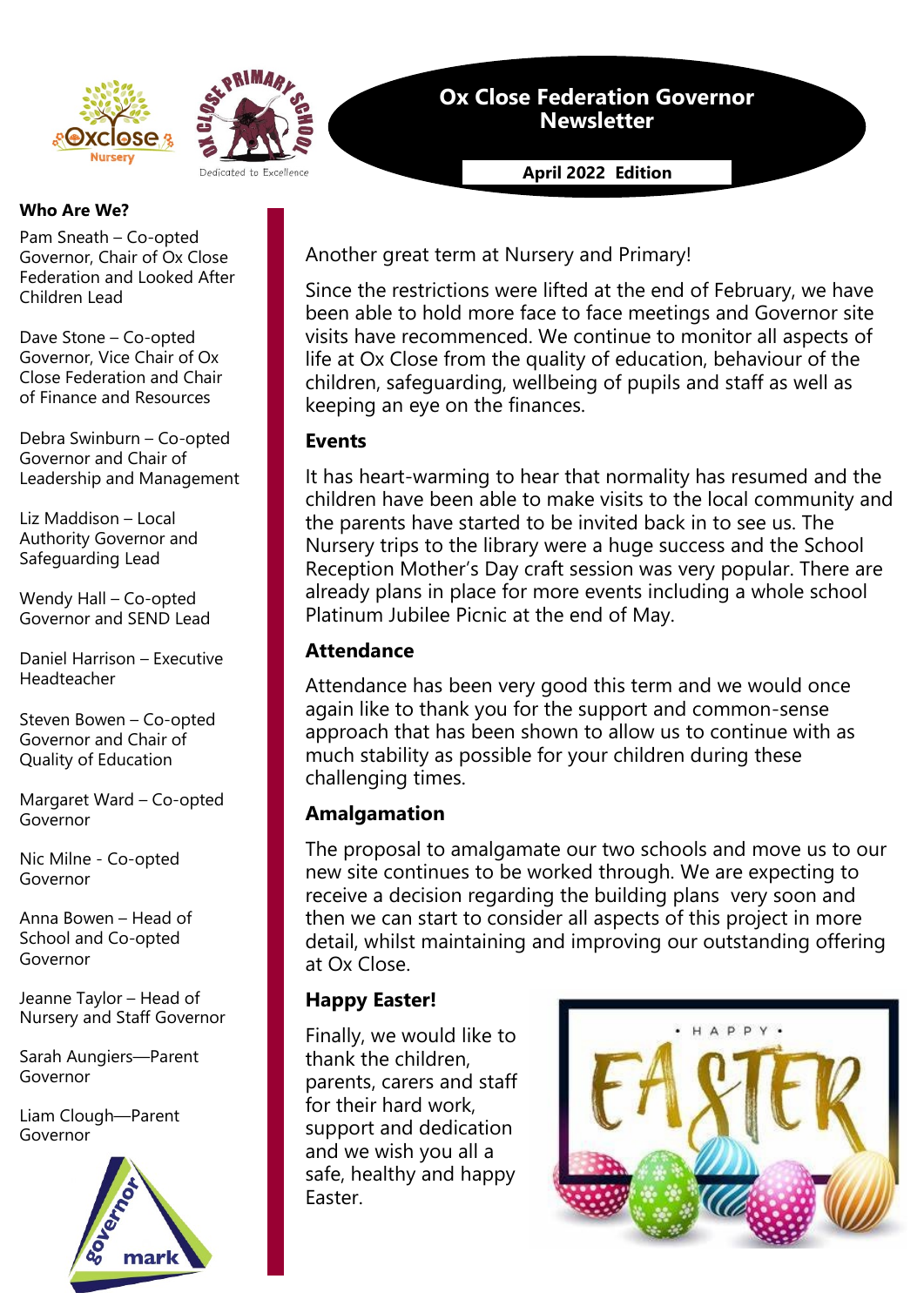# Ox Close Federation Governor Newsletter

**April 2022 Edition**

Another great term at Nursery and Primary!

Since the restrictions were lifted at the end of February, we have been able to hold more face to face meetings and Governor site visits have recommenced. We continue to monitor all aspects of life at Ox Close from the quality of education, behaviour of the children, safeguarding, wellbeing of pupils and staff as well as keeping an eye on the finances.

### Events

It has heart-warming to hear that normality has resumed and the children have been able to make visits to the local community and the parents have started to be invited back in to see us. The Nursery trips to the library were a huge success and the School Reception Mother's Day craft session was very popular. There are already plans in place for more events including a whole school Platinum Jubilee Picnic at the end of May.

### Attendance

Attendance has been very good this term and we would once again like to thank you for the support and common-sense approach that has been shown to allow us to continue with as much stability as possible for your children during these challenging times.

### Amalgamation

The proposal to amalgamate our two schools and move us to our new site continues to be worked through. We are expecting to receive a decision regarding the building plans very soon and then we can start to consider all aspects of this project in more detail, whilst maintaining and improving our outstanding offering at Ox Close.

### Happy Easter!

Finally, we would like to thank the children, parents, carers and staff for their hard work, support and dedication and we wish you all a safe, healthy and happy Easter.

### Who Are We?

Pam Sneath – Co-opted Governor, Chair of Ox Close Federation and Looked After Children Lead

Dave Stone – Co-opted Governor, Vice Chair of Ox Close Federation and Chair of Finance and Resources

Debra Swinburn – Co-opted Governor and Chair of Leadership and Management

Liz Maddison – Local Authority Governor and Safeguarding Lead

Wendy Hall – Co-opted Governor and SEND Lead

Daniel Harrison – Executive Headteacher

Steven Bowen – Co-opted Governor and Chair of Quality of Education

Margaret Ward – Co-opted Governor

Nic Milne - Co-opted Governor

Anna Bowen – Head of School and Co-opted Governor

Jeanne Taylor – Head of Nursery and Staff Governor

Sarah Aungiers—Parent Governor

Liam Clough—Parent Governor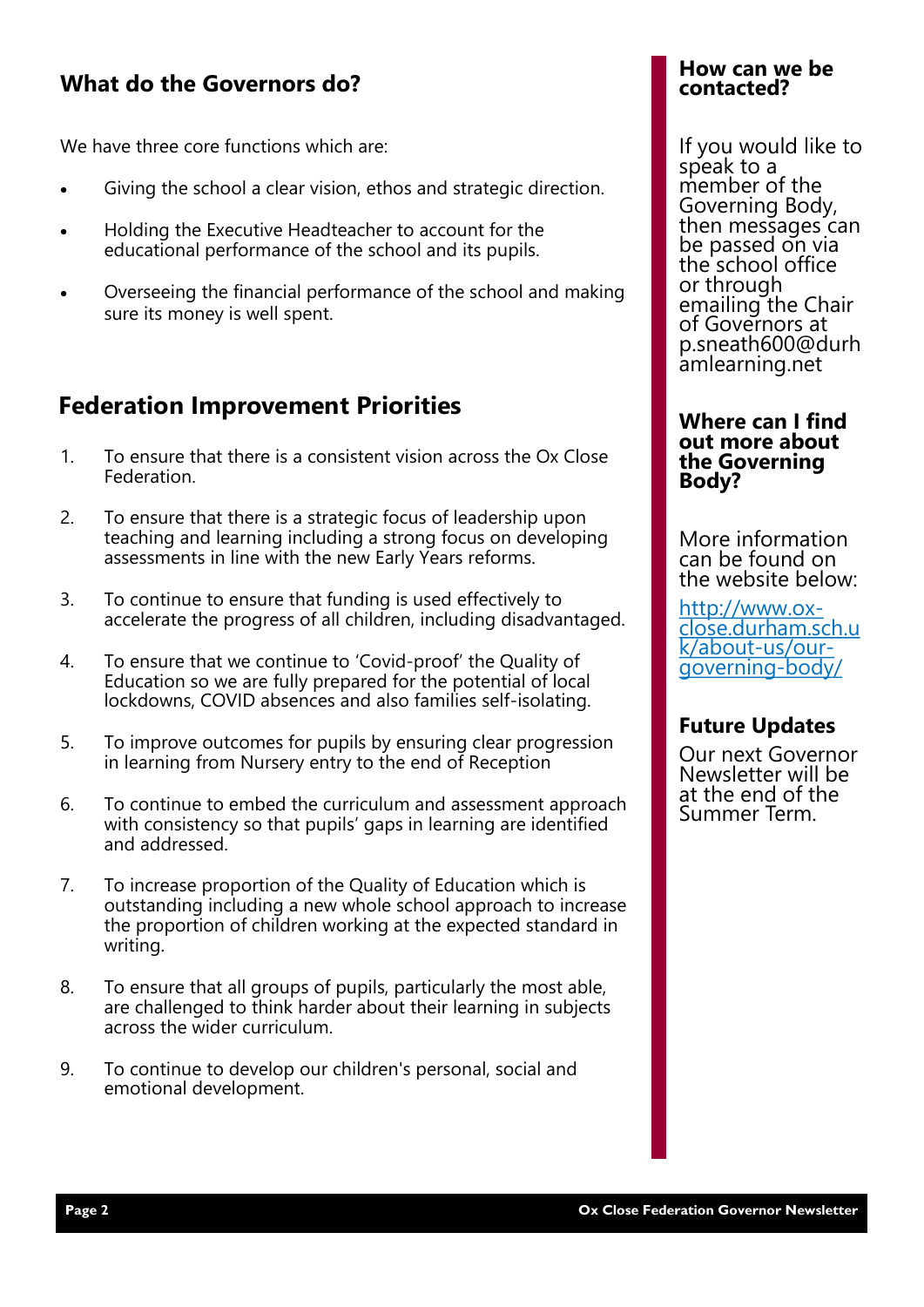## What do the Governors do?

We have three core functions which are:

- Giving the school a clear vision, ethos and strategic direction.
- Holding the Executive Headteacher to account for the educational performance of the school and its pupils.
- Overseeing the financial performance of the school and making sure its money is well spent.

## Federation Improvement Priorities

1. To ensure that there is a consistent vision across the Ox Close Federation.
2. To ensure that there is a strategic focus of leadership upon teaching and learning including a strong focus on developing assessments in line with the new Early Years reforms.
3. To continue to ensure that funding is used effectively to accelerate the progress of all children, including disadvantaged.
4. To ensure that we continue to 'Covid-proof' the Quality of Education so we are fully prepared for the potential of local lockdowns, COVID absences and also families self-isolating.
5. To improve outcomes for pupils by ensuring clear progression in learning from Nursery entry to the end of Reception
6. To continue to embed the curriculum and assessment approach with consistency so that pupils' gaps in learning are identified and addressed.
7. To increase proportion of the Quality of Education which is outstanding including a new whole school approach to increase the proportion of children working at the expected standard in writing.
8. To ensure that all groups of pupils, particularly the most able, are challenged to think harder about their learning in subjects across the wider curriculum.
9. To continue to develop our children's personal, social and emotional development.

### How can we be contacted?

If you would like to speak to a member of the Governing Body, then messages can be passed on via the school office or through emailing the Chair of Governors at p.sneath600@durhamlearning.net

### Where can I find out more about the Governing Body?

More information can be found on the website below:

http://www.ox-close.durham.sch.uk/about-us/our-governing-body/

### Future Updates

Our next Governor Newsletter will be at the end of the Summer Term.